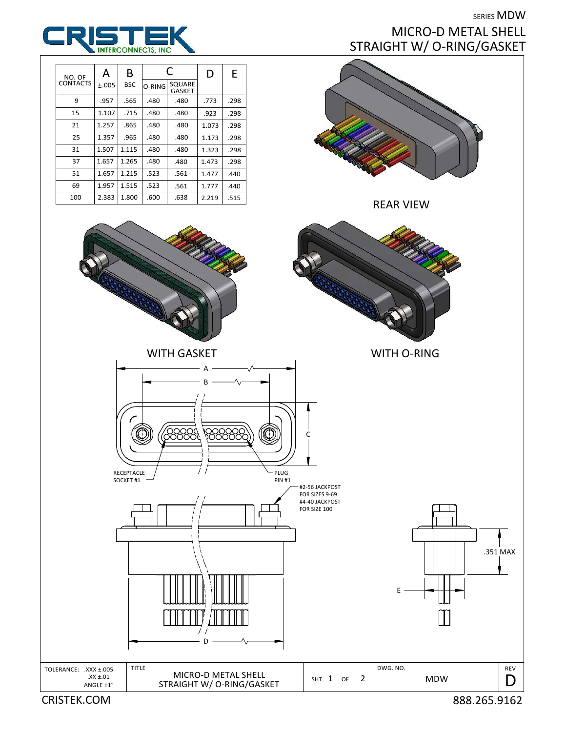SERIES MDW

# MICRO-D METAL SHELL STRAIGHT W/ O-RING/GASKET

| NO. OF CONTACTS | A ±.005 | B BSC | C O-RING | C SQUARE GASKET | D | E |
|---|---|---|---|---|---|---|
| 9 | .957 | .565 | .480 | .480 | .773 | .298 |
| 15 | 1.107 | .715 | .480 | .480 | .923 | .298 |
| 21 | 1.257 | .865 | .480 | .480 | 1.073 | .298 |
| 25 | 1.357 | .965 | .480 | .480 | 1.173 | .298 |
| 31 | 1.507 | 1.115 | .480 | .480 | 1.323 | .298 |
| 37 | 1.657 | 1.265 | .480 | .480 | 1.473 | .298 |
| 51 | 1.657 | 1.215 | .523 | .561 | 1.477 | .440 |
| 69 | 1.957 | 1.515 | .523 | .561 | 1.777 | .440 |
| 100 | 2.383 | 1.800 | .600 | .638 | 2.219 | .515 |

REAR VIEW

WITH GASKET

WITH O-RING

A

B

C

D

E

RECEPTACLE SOCKET #1

PLUG PIN #1

#2-56 JACKPOST FOR SIZES 9-69
#4-40 JACKPOST FOR SIZE 100

.351 MAX

TOLERANCE: .XXX ±.005, .XX ±.01, ANGLE ±1°

TITLE: MICRO-D METAL SHELL STRAIGHT W/ O-RING/GASKET

SHT 1 OF 2

DWG. NO. MDW

REV D

CRISTEK.COM

888.265.9162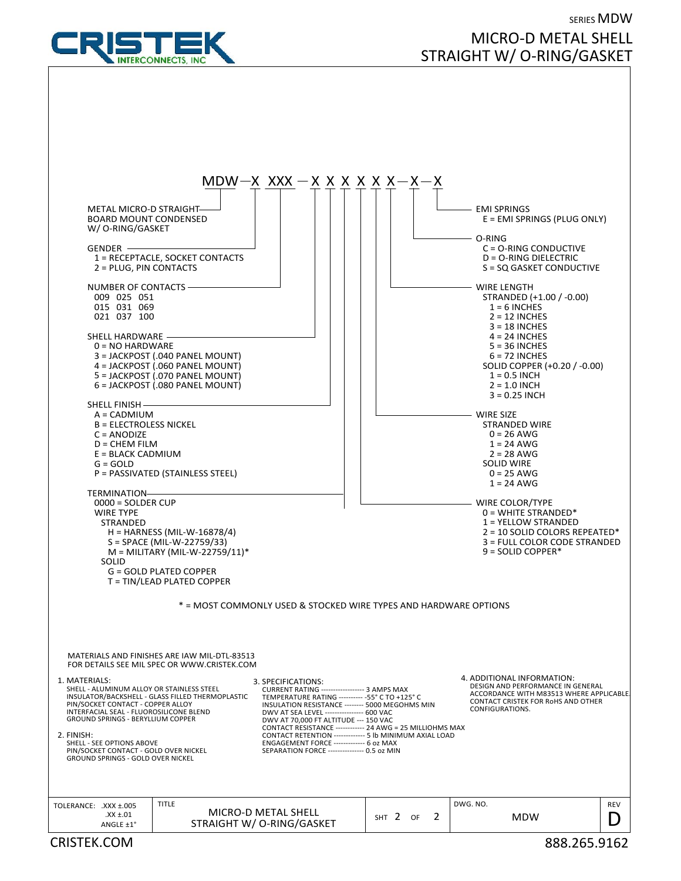SERIES MDW

# MICRO-D METAL SHELL STRAIGHT W/ O-RING/GASKET

MDW — X XXX — X X X X X X — X — X

**METAL MICRO-D STRAIGHT BOARD MOUNT CONDENSED W/ O-RING/GASKET**

**GENDER**
- 1 = RECEPTACLE, SOCKET CONTACTS
- 2 = PLUG, PIN CONTACTS

**NUMBER OF CONTACTS**

009 025 051
015 031 069
021 037 100

**SHELL HARDWARE**
- 0 = NO HARDWARE
- 3 = JACKPOST (.040 PANEL MOUNT)
- 4 = JACKPOST (.060 PANEL MOUNT)
- 5 = JACKPOST (.070 PANEL MOUNT)
- 6 = JACKPOST (.080 PANEL MOUNT)

**SHELL FINISH**
- A = CADMIUM
- B = ELECTROLESS NICKEL
- C = ANODIZE
- D = CHEM FILM
- E = BLACK CADMIUM
- G = GOLD
- P = PASSIVATED (STAINLESS STEEL)

**TERMINATION**
- 0000 = SOLDER CUP
- WIRE TYPE
  - STRANDED
    - H = HARNESS (MIL-W-16878/4)
    - S = SPACE (MIL-W-22759/33)
    - M = MILITARY (MIL-W-22759/11)*
  - SOLID
    - G = GOLD PLATED COPPER
    - T = TIN/LEAD PLATED COPPER

**EMI SPRINGS**
- E = EMI SPRINGS (PLUG ONLY)

**O-RING**
- C = O-RING CONDUCTIVE
- D = O-RING DIELECTRIC
- S = SQ GASKET CONDUCTIVE

**WIRE LENGTH**
- STRANDED (+1.00 / -0.00)
  - 1 = 6 INCHES
  - 2 = 12 INCHES
  - 3 = 18 INCHES
  - 4 = 24 INCHES
  - 5 = 36 INCHES
  - 6 = 72 INCHES
- SOLID COPPER (+0.20 / -0.00)
  - 1 = 0.5 INCH
  - 2 = 1.0 INCH
  - 3 = 0.25 INCH

**WIRE SIZE**
- STRANDED WIRE
  - 0 = 26 AWG
  - 1 = 24 AWG
  - 2 = 28 AWG
- SOLID WIRE
  - 0 = 25 AWG
  - 1 = 24 AWG

**WIRE COLOR/TYPE**
- 0 = WHITE STRANDED*
- 1 = YELLOW STRANDED
- 2 = 10 SOLID COLORS REPEATED*
- 3 = FULL COLOR CODE STRANDED
- 9 = SOLID COPPER*

* = MOST COMMONLY USED & STOCKED WIRE TYPES AND HARDWARE OPTIONS

MATERIALS AND FINISHES ARE IAW MIL-DTL-83513
FOR DETAILS SEE MIL SPEC OR WWW.CRISTEK.COM

1. MATERIALS:
   - SHELL - ALUMINUM ALLOY OR STAINLESS STEEL
   - INSULATOR/BACKSHELL - GLASS FILLED THERMOPLASTIC
   - PIN/SOCKET CONTACT - COPPER ALLOY
   - INTERFACIAL SEAL - FLUOROSILICONE BLEND
   - GROUND SPRINGS - BERYLLIUM COPPER

2. FINISH:
   - SHELL - SEE OPTIONS ABOVE
   - PIN/SOCKET CONTACT - GOLD OVER NICKEL
   - GROUND SPRINGS - GOLD OVER NICKEL

3. SPECIFICATIONS:
   - CURRENT RATING ------------------ 3 AMPS MAX
   - TEMPERATURE RATING ---------- -55° C TO +125° C
   - INSULATION RESISTANCE -------- 5000 MEGOHMS MIN
   - DWV AT SEA LEVEL ---------------- 600 VAC
   - DWV AT 70,000 FT ALTITUDE --- 150 VAC
   - CONTACT RESISTANCE ------------ 24 AWG = 25 MILLIOHMS MAX
   - CONTACT RETENTION ------------- 5 lb MINIMUM AXIAL LOAD
   - ENGAGEMENT FORCE ------------- 6 oz MAX
   - SEPARATION FORCE --------------- 0.5 oz MIN

4. ADDITIONAL INFORMATION:
   DESIGN AND PERFORMANCE IN GENERAL ACCORDANCE WITH M83513 WHERE APPLICABLE. CONTACT CRISTEK FOR RoHS AND OTHER CONFIGURATIONS.

| | | | | |
|---|---|---|---|---|
| TOLERANCE: .XXX ±.005 .XX ±.01 ANGLE ±1° | TITLE: MICRO-D METAL SHELL STRAIGHT W/ O-RING/GASKET | SHT 2 OF 2 | DWG. NO. MDW | REV D |

CRISTEK.COM 888.265.9162